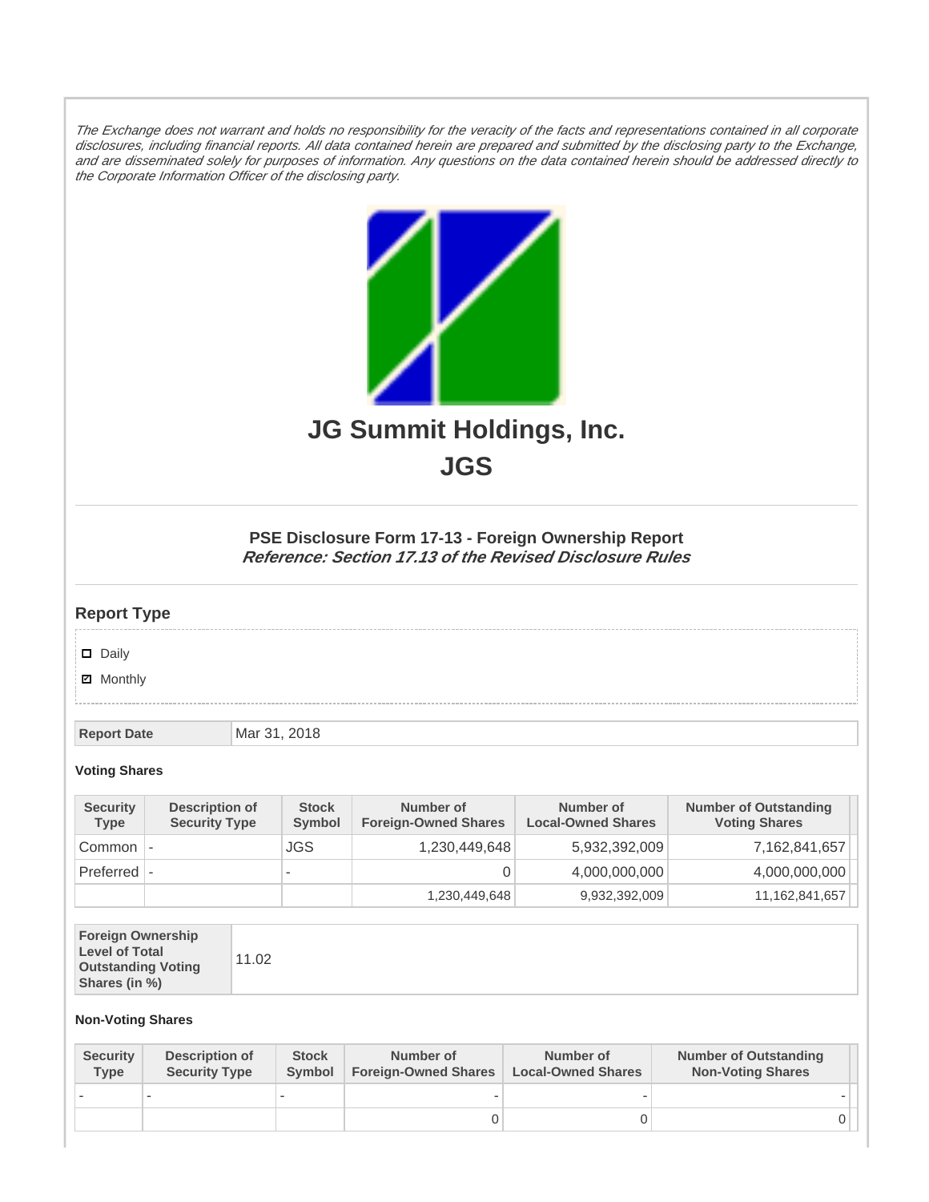*The Exchange does not warrant and holds no responsibility for the veracity of the facts and representations contained in all corporate disclosures, including financial reports. All data contained herein are prepared and submitted by the disclosing party to the Exchange, and are disseminated solely for purposes of information. Any questions on the data contained herein should be addressed directly to the Corporate Information Officer of the disclosing party.*

# JG Summit Holdings, Inc.

# JGS

### PSE Disclosure Form 17-13 - Foreign Ownership Report

***Reference: Section 17.13 of the Revised Disclosure Rules***

## Report Type

- ☐ Daily
- ☑ Monthly

| Report Date | Mar 31, 2018 |
|---|---|

**Voting Shares**

| Security Type | Description of Security Type | Stock Symbol | Number of Foreign-Owned Shares | Number of Local-Owned Shares | Number of Outstanding Voting Shares |
|---|---|---|---|---|---|
| Common | - | JGS | 1,230,449,648 | 5,932,392,009 | 7,162,841,657 |
| Preferred | - | - | 0 | 4,000,000,000 | 4,000,000,000 |
| | | | 1,230,449,648 | 9,932,392,009 | 11,162,841,657 |

| Foreign Ownership Level of Total Outstanding Voting Shares (in %) | 11.02 |
|---|---|

**Non-Voting Shares**

| Security Type | Description of Security Type | Stock Symbol | Number of Foreign-Owned Shares | Number of Local-Owned Shares | Number of Outstanding Non-Voting Shares |
|---|---|---|---|---|---|
| - | - | - | - | - | - |
| | | | 0 | 0 | 0 |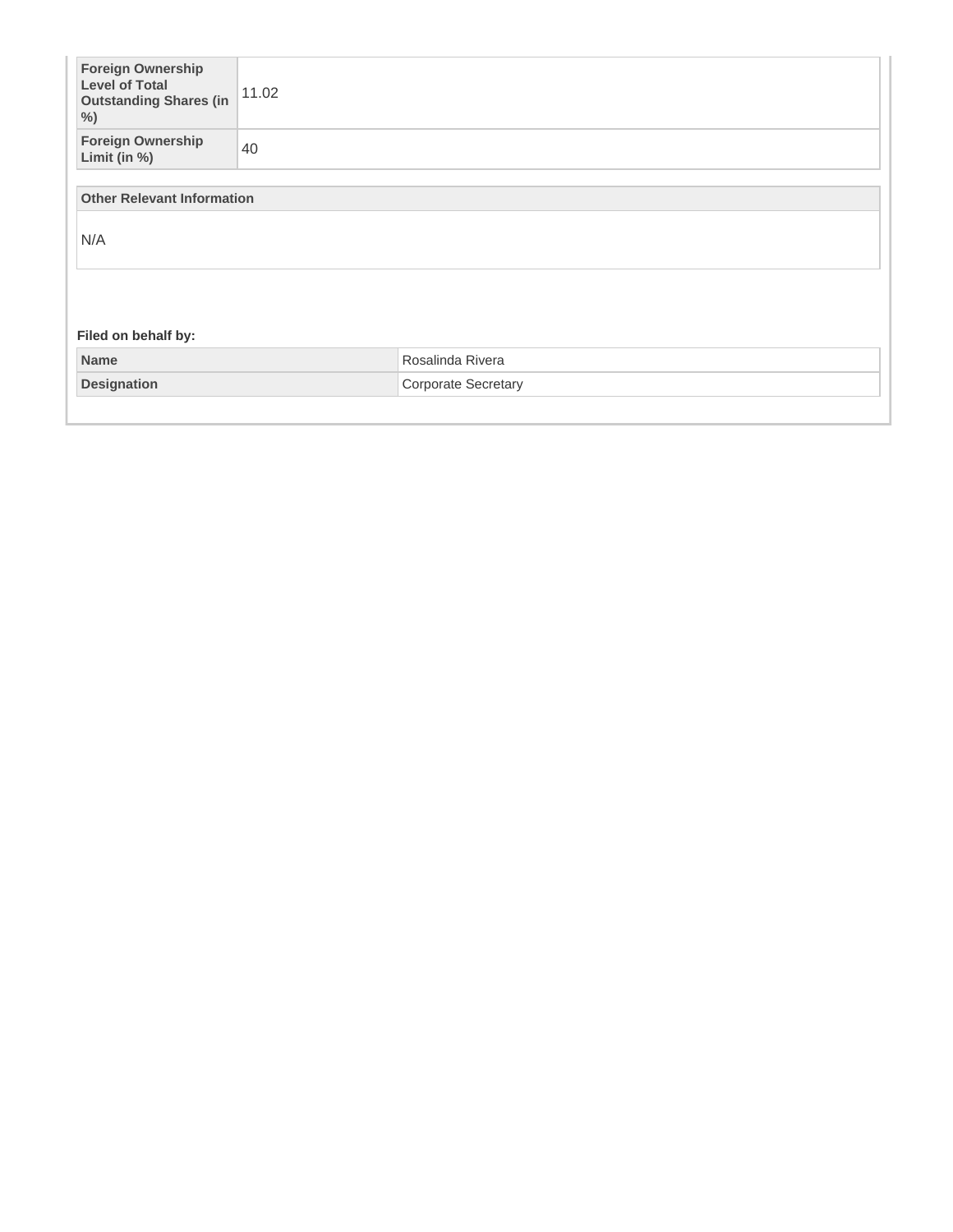| | |
|---|---|
| **Foreign Ownership Level of Total Outstanding Shares (in %)** | 11.02 |
| **Foreign Ownership Limit (in %)** | 40 |

| Other Relevant Information |
|---|
| N/A |

**Filed on behalf by:**

| | |
|---|---|
| **Name** | Rosalinda Rivera |
| **Designation** | Corporate Secretary |